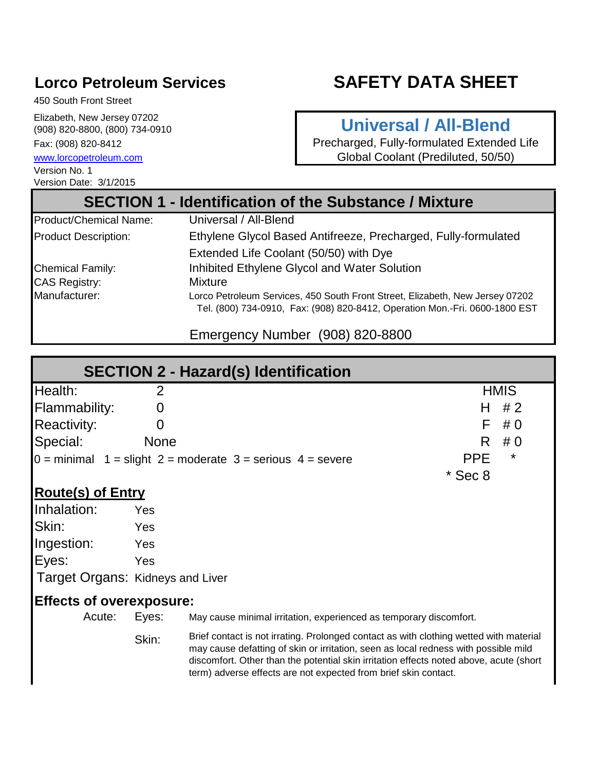**Lorco Petroleum Services**

450 South Front Street

Elizabeth, New Jersey 07202
(908) 820-8800, (800) 734-0910
Fax: (908) 820-8412
www.lorcopetroleum.com
Version No. 1
Version Date: 3/1/2015

# SAFETY DATA SHEET

## Universal / All-Blend

Precharged, Fully-formulated Extended Life Global Coolant (Prediluted, 50/50)

## SECTION 1 - Identification of the Substance / Mixture

| | |
|---|---|
| Product/Chemical Name: | Universal / All-Blend |
| Product Description: | Ethylene Glycol Based Antifreeze, Precharged, Fully-formulated Extended Life Coolant (50/50) with Dye |
| Chemical Family: | Inhibited Ethylene Glycol and Water Solution |
| CAS Registry: | Mixture |
| Manufacturer: | Lorco Petroleum Services, 450 South Front Street, Elizabeth, New Jersey 07202 Tel. (800) 734-0910, Fax: (908) 820-8412, Operation Mon.-Fri. 0600-1800 EST |

Emergency Number (908) 820-8800

## SECTION 2 - Hazard(s) Identification

| | | HMIS | |
|---|---|---|---|
| Health: | 2 | H | # 2 |
| Flammability: | 0 | F | # 0 |
| Reactivity: | 0 | R | # 0 |
| Special: | None | PPE | * |

0 = minimal 1 = slight 2 = moderate 3 = serious 4 = severe

* Sec 8

### Route(s) of Entry

| | |
|---|---|
| Inhalation: | Yes |
| Skin: | Yes |
| Ingestion: | Yes |
| Eyes: | Yes |

Target Organs: Kidneys and Liver

### Effects of overexposure:

Acute:

Eyes: May cause minimal irritation, experienced as temporary discomfort.

Skin: Brief contact is not irrating. Prolonged contact as with clothing wetted with material may cause defatting of skin or irritation, seen as local redness with possible mild discomfort. Other than the potential skin irritation effects noted above, acute (short term) adverse effects are not expected from brief skin contact.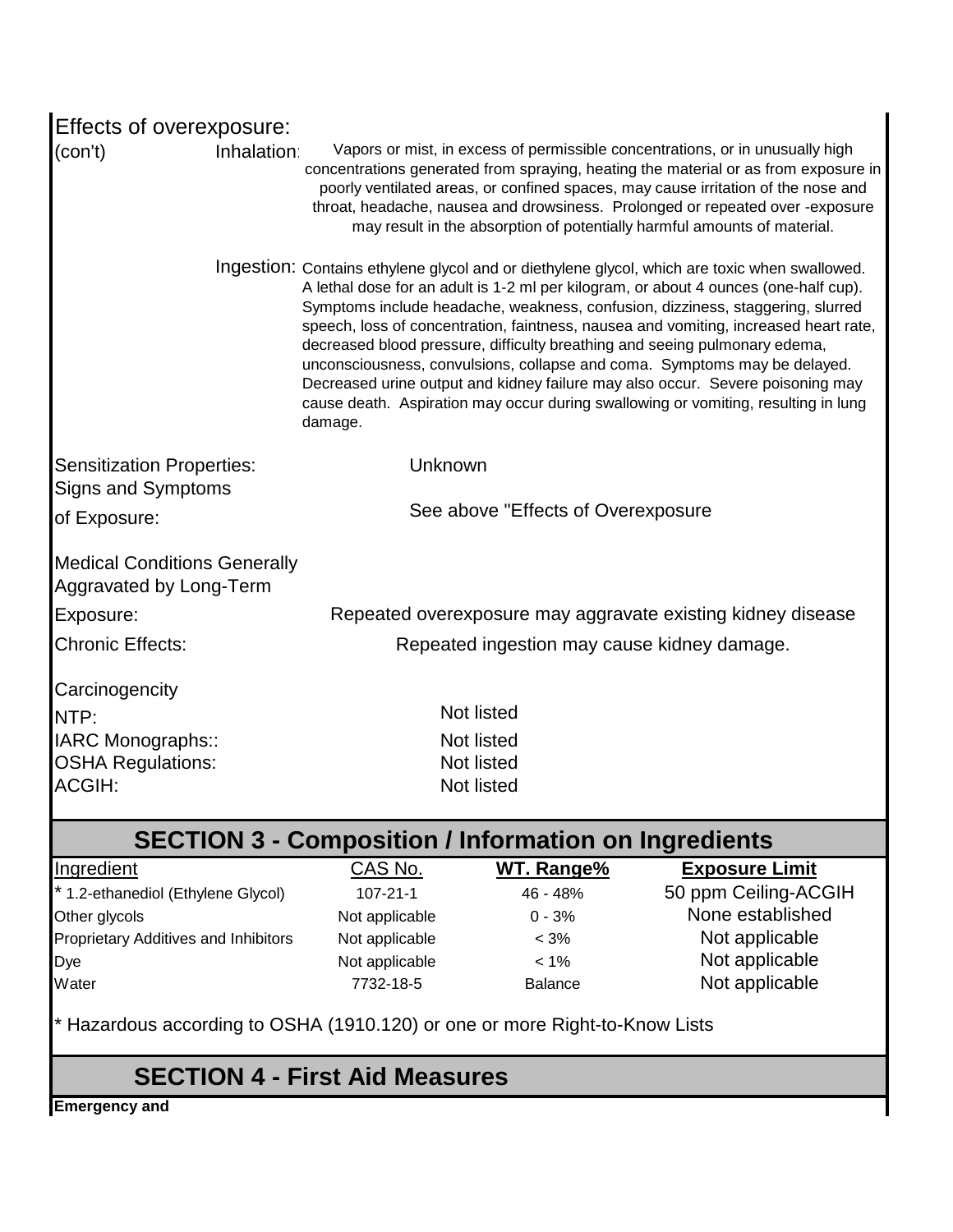Effects of overexposure:
(con't)

**Inhalation:** Vapors or mist, in excess of permissible concentrations, or in unusually high concentrations generated from spraying, heating the material or as from exposure in poorly ventilated areas, or confined spaces, may cause irritation of the nose and throat, headache, nausea and drowsiness. Prolonged or repeated over -exposure may result in the absorption of potentially harmful amounts of material.

**Ingestion:** Contains ethylene glycol and or diethylene glycol, which are toxic when swallowed. A lethal dose for an adult is 1-2 ml per kilogram, or about 4 ounces (one-half cup). Symptoms include headache, weakness, confusion, dizziness, staggering, slurred speech, loss of concentration, faintness, nausea and vomiting, increased heart rate, decreased blood pressure, difficulty breathing and seeing pulmonary edema, unconsciousness, convulsions, collapse and coma. Symptoms may be delayed. Decreased urine output and kidney failure may also occur. Severe poisoning may cause death. Aspiration may occur during swallowing or vomiting, resulting in lung damage.

Sensitization Properties: Unknown

Signs and Symptoms of Exposure: See above "Effects of Overexposure

Medical Conditions Generally Aggravated by Long-Term Exposure: Repeated overexposure may aggravate existing kidney disease

Chronic Effects: Repeated ingestion may cause kidney damage.

Carcinogencity

NTP: Not listed
IARC Monographs:: Not listed
OSHA Regulations: Not listed
ACGIH: Not listed

## SECTION 3 - Composition / Information on Ingredients

| Ingredient | CAS No. | WT. Range% | Exposure Limit |
|---|---|---|---|
| * 1.2-ethanediol (Ethylene Glycol) | 107-21-1 | 46 - 48% | 50 ppm Ceiling-ACGIH |
| Other glycols | Not applicable | 0 - 3% | None established |
| Proprietary Additives and Inhibitors | Not applicable | < 3% | Not applicable |
| Dye | Not applicable | < 1% | Not applicable |
| Water | 7732-18-5 | Balance | Not applicable |

* Hazardous according to OSHA (1910.120) or one or more Right-to-Know Lists

## SECTION 4 - First Aid Measures

**Emergency and**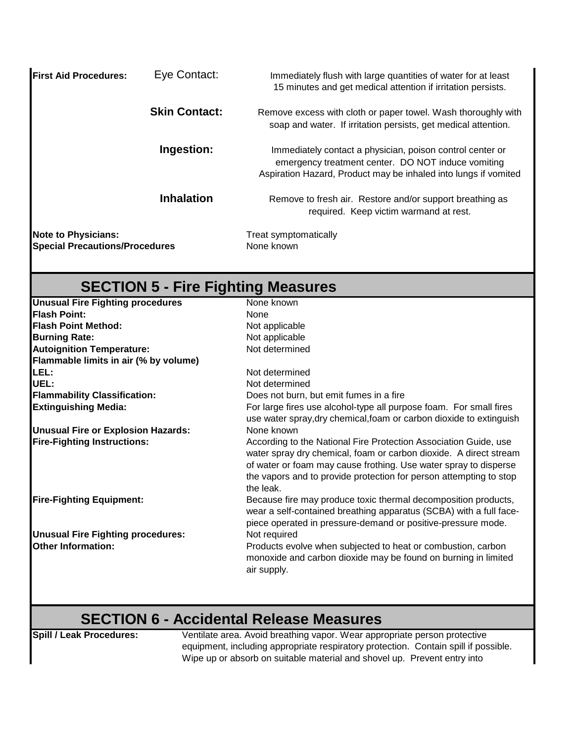**First Aid Procedures:**

| | | |
|---|---|---|
| **First Aid Procedures:** | Eye Contact: | Immediately flush with large quantities of water for at least 15 minutes and get medical attention if irritation persists. |
| | **Skin Contact:** | Remove excess with cloth or paper towel. Wash thoroughly with soap and water. If irritation persists, get medical attention. |
| | **Ingestion:** | Immediately contact a physician, poison control center or emergency treatment center. DO NOT induce vomiting Aspiration Hazard, Product may be inhaled into lungs if vomited |
| | **Inhalation** | Remove to fresh air. Restore and/or support breathing as required. Keep victim warmand at rest. |

**Note to Physicians:** Treat symptomatically
**Special Precautions/Procedures** None known

## SECTION 5 - Fire Fighting Measures

| | |
|---|---|
| **Unusual Fire Fighting procedures** | None known |
| **Flash Point:** | None |
| **Flash Point Method:** | Not applicable |
| **Burning Rate:** | Not applicable |
| **Autoignition Temperature:** | Not determined |
| **Flammable limits in air (% by volume)** | |
| **LEL:** | Not determined |
| **UEL:** | Not determined |
| **Flammability Classification:** | Does not burn, but emit fumes in a fire |
| **Extinguishing Media:** | For large fires use alcohol-type all purpose foam. For small fires use water spray,dry chemical,foam or carbon dioxide to extinguish |
| **Unusual Fire or Explosion Hazards:** | None known |
| **Fire-Fighting Instructions:** | According to the National Fire Protection Association Guide, use water spray dry chemical, foam or carbon dioxide. A direct stream of water or foam may cause frothing. Use water spray to disperse the vapors and to provide protection for person attempting to stop the leak. |
| **Fire-Fighting Equipment:** | Because fire may produce toxic thermal decomposition products, wear a self-contained breathing apparatus (SCBA) with a full face-piece operated in pressure-demand or positive-pressure mode. |
| **Unusual Fire Fighting procedures:** | Not required |
| **Other Information:** | Products evolve when subjected to heat or combustion, carbon monoxide and carbon dioxide may be found on burning in limited air supply. |

## SECTION 6 - Accidental Release Measures

**Spill / Leak Procedures:** Ventilate area. Avoid breathing vapor. Wear appropriate person protective equipment, including appropriate respiratory protection. Contain spill if possible. Wipe up or absorb on suitable material and shovel up. Prevent entry into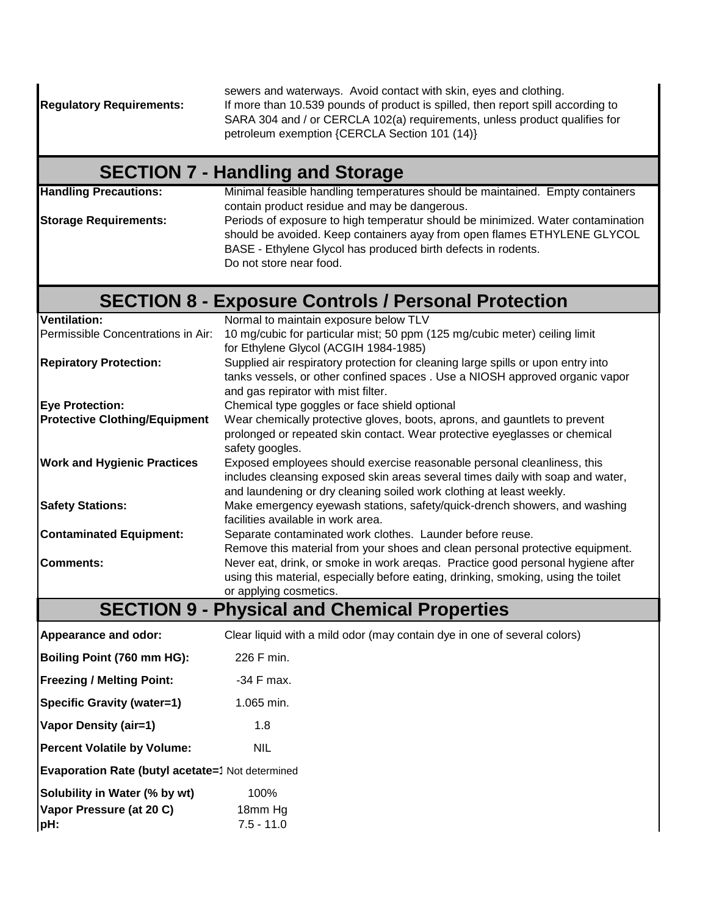| | |
|---|---|
| | sewers and waterways. Avoid contact with skin, eyes and clothing. |
| **Regulatory Requirements:** | If more than 10.539 pounds of product is spilled, then report spill according to SARA 304 and / or CERCLA 102(a) requirements, unless product qualifies for petroleum exemption {CERCLA Section 101 (14)} |

## SECTION 7 - Handling and Storage

| | |
|---|---|
| **Handling Precautions:** | Minimal feasible handling temperatures should be maintained. Empty containers contain product residue and may be dangerous. |
| **Storage Requirements:** | Periods of exposure to high temperatur should be minimized. Water contamination should be avoided. Keep containers ayay from open flames ETHYLENE GLYCOL BASE - Ethylene Glycol has produced birth defects in rodents. Do not store near food. |

## SECTION 8 - Exposure Controls / Personal Protection

| | |
|---|---|
| **Ventilation:** | Normal to maintain exposure below TLV |
| Permissible Concentrations in Air: | 10 mg/cubic for particular mist; 50 ppm (125 mg/cubic meter) ceiling limit for Ethylene Glycol (ACGIH 1984-1985) |
| **Repiratory Protection:** | Supplied air respiratory protection for cleaning large spills or upon entry into tanks vessels, or other confined spaces . Use a NIOSH approved organic vapor and gas repirator with mist filter. |
| **Eye Protection:** | Chemical type goggles or face shield optional |
| **Protective Clothing/Equipment** | Wear chemically protective gloves, boots, aprons, and gauntlets to prevent prolonged or repeated skin contact. Wear protective eyeglasses or chemical safety googles. |
| **Work and Hygienic Practices** | Exposed employees should exercise reasonable personal cleanliness, this includes cleansing exposed skin areas several times daily with soap and water, and laundening or dry cleaning soiled work clothing at least weekly. |
| **Safety Stations:** | Make emergency eyewash stations, safety/quick-drench showers, and washing facilities available in work area. |
| **Contaminated Equipment:** | Separate contaminated work clothes. Launder before reuse. Remove this material from your shoes and clean personal protective equipment. |
| **Comments:** | Never eat, drink, or smoke in work areqas. Practice good personal hygiene after using this material, especially before eating, drinking, smoking, using the toilet or applying cosmetics. |

## SECTION 9 - Physical and Chemical Properties

| | |
|---|---|
| **Appearance and odor:** | Clear liquid with a mild odor (may contain dye in one of several colors) |
| **Boiling Point (760 mm HG):** | 226 F min. |
| **Freezing / Melting Point:** | -34 F max. |
| **Specific Gravity (water=1)** | 1.065 min. |
| **Vapor Density (air=1)** | 1.8 |
| **Percent Volatile by Volume:** | NIL |
| **Evaporation Rate (butyl acetate=1** | Not determined |
| **Solubility in Water (% by wt)** | 100% |
| **Vapor Pressure (at 20 C)** | 18mm Hg |
| **pH:** | 7.5 - 11.0 |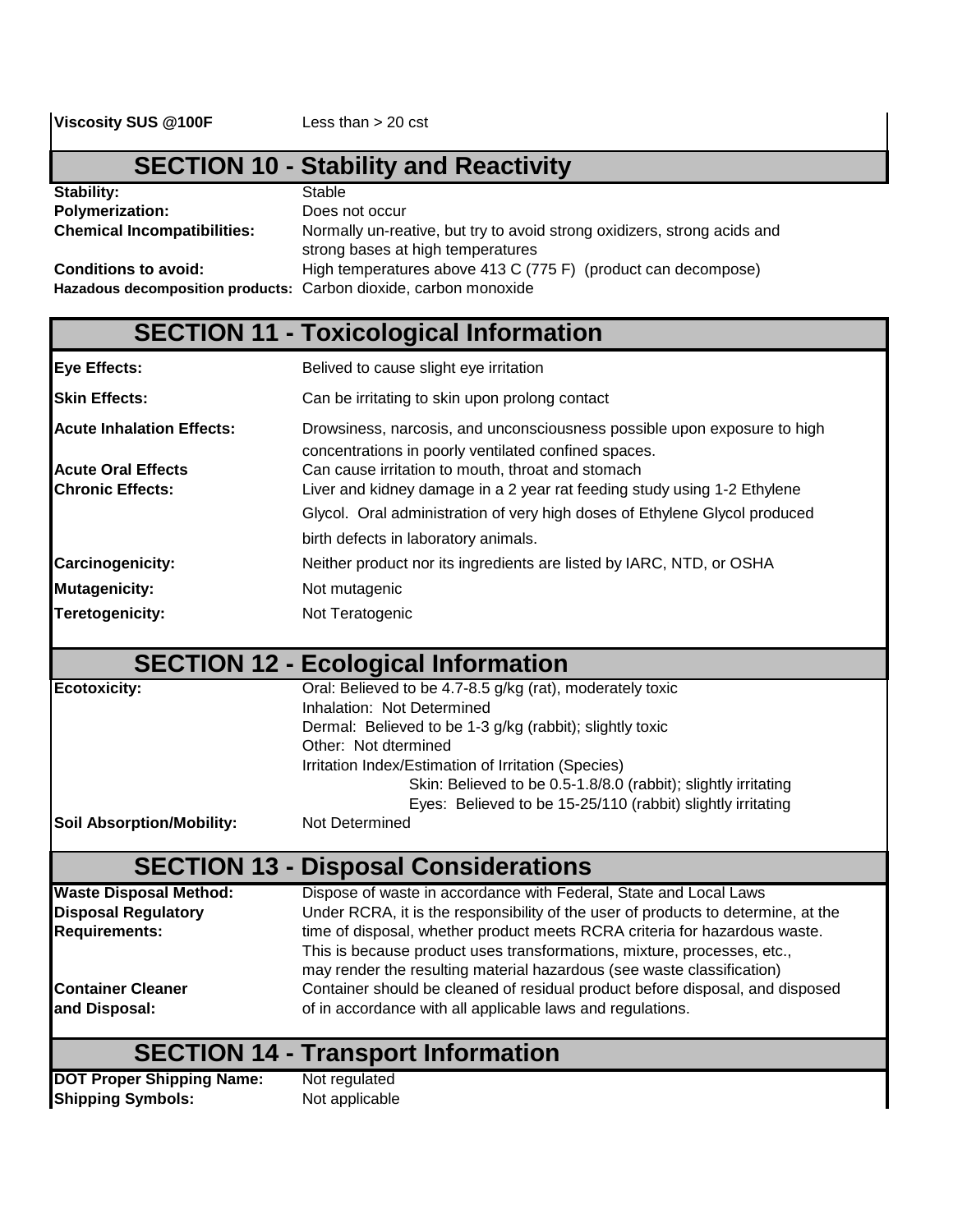**Viscosity SUS @100F** Less than > 20 cst

## SECTION 10 - Stability and Reactivity

| | |
|---|---|
| **Stability:** | Stable |
| **Polymerization:** | Does not occur |
| **Chemical Incompatibilities:** | Normally un-reative, but try to avoid strong oxidizers, strong acids and strong bases at high temperatures |
| **Conditions to avoid:** | High temperatures above 413 C (775 F) (product can decompose) |
| **Hazadous decomposition products:** | Carbon dioxide, carbon monoxide |

## SECTION 11 - Toxicological Information

| | |
|---|---|
| **Eye Effects:** | Belived to cause slight eye irritation |
| **Skin Effects:** | Can be irritating to skin upon prolong contact |
| **Acute Inhalation Effects:** | Drowsiness, narcosis, and unconsciousness possible upon exposure to high concentrations in poorly ventilated confined spaces. |
| **Acute Oral Effects** | Can cause irritation to mouth, throat and stomach |
| **Chronic Effects:** | Liver and kidney damage in a 2 year rat feeding study using 1-2 Ethylene Glycol. Oral administration of very high doses of Ethylene Glycol produced birth defects in laboratory animals. |
| **Carcinogenicity:** | Neither product nor its ingredients are listed by IARC, NTD, or OSHA |
| **Mutagenicity:** | Not mutagenic |
| **Teretogenicity:** | Not Teratogenic |

## SECTION 12 - Ecological Information

**Ecotoxicity:**

Oral: Believed to be 4.7-8.5 g/kg (rat), moderately toxic
Inhalation: Not Determined
Dermal: Believed to be 1-3 g/kg (rabbit); slightly toxic
Other: Not dtermined
Irritation Index/Estimation of Irritation (Species)
Skin: Believed to be 0.5-1.8/8.0 (rabbit); slightly irritating
Eyes: Believed to be 15-25/110 (rabbit) slightly irritating

**Soil Absorption/Mobility:** Not Determined

## SECTION 13 - Disposal Considerations

| | |
|---|---|
| **Waste Disposal Method:** | Dispose of waste in accordance with Federal, State and Local Laws |
| **Disposal Regulatory Requirements:** | Under RCRA, it is the responsibility of the user of products to determine, at the time of disposal, whether product meets RCRA criteria for hazardous waste. This is because product uses transformations, mixture, processes, etc., may render the resulting material hazardous (see waste classification) |
| **Container Cleaner and Disposal:** | Container should be cleaned of residual product before disposal, and disposed of in accordance with all applicable laws and regulations. |

## SECTION 14 - Transport Information

| | |
|---|---|
| **DOT Proper Shipping Name:** | Not regulated |
| **Shipping Symbols:** | Not applicable |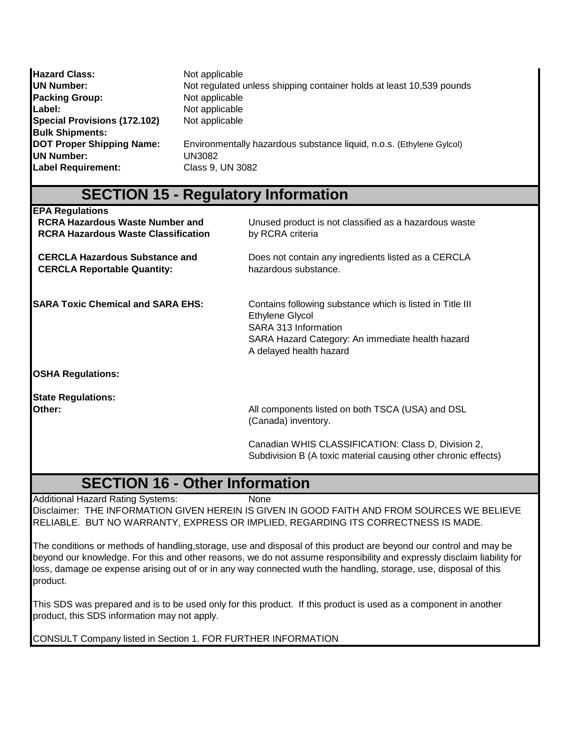| | |
|---|---|
| **Hazard Class:** | Not applicable |
| **UN Number:** | Not regulated unless shipping container holds at least 10,539 pounds |
| **Packing Group:** | Not applicable |
| **Label:** | Not applicable |
| **Special Provisions (172.102)** | Not applicable |
| **Bulk Shipments:** | |
| **DOT Proper Shipping Name:** | Environmentally hazardous substance liquid, n.o.s. (Ethylene Gylcol) |
| **UN Number:** | UN3082 |
| **Label Requirement:** | Class 9, UN 3082 |

## SECTION 15 - Regulatory Information

**EPA Regulations**

| | |
|---|---|
| **RCRA Hazardous Waste Number and RCRA Hazardous Waste Classification** | Unused product is not classified as a hazardous waste by RCRA criteria |
| **CERCLA Hazardous Substance and CERCLA Reportable Quantity:** | Does not contain any ingredients listed as a CERCLA hazardous substance. |
| **SARA Toxic Chemical and SARA EHS:** | Contains following substance which is listed in Title III<br>Ethylene Glycol<br>SARA 313 Information<br>SARA Hazard Category: An immediate health hazard<br>A delayed health hazard |
| **OSHA Regulations:** | |
| **State Regulations:** | |
| **Other:** | All components listed on both TSCA (USA) and DSL (Canada) inventory.<br><br>Canadian WHIS CLASSIFICATION: Class D, Division 2, Subdivision B (A toxic material causing other chronic effects) |

## SECTION 16 - Other Information

Additional Hazard Rating Systems: None

Disclaimer: THE INFORMATION GIVEN HEREIN IS GIVEN IN GOOD FAITH AND FROM SOURCES WE BELIEVE RELIABLE. BUT NO WARRANTY, EXPRESS OR IMPLIED, REGARDING ITS CORRECTNESS IS MADE.

The conditions or methods of handling,storage, use and disposal of this product are beyond our control and may be beyond our knowledge. For this and other reasons, we do not assume responsibility and expressly disclaim liability for loss, damage oe expense arising out of or in any way connected wuth the handling, storage, use, disposal of this product.

This SDS was prepared and is to be used only for this product. If this product is used as a component in another product, this SDS information may not apply.

CONSULT Company listed in Section 1. FOR FURTHER INFORMATION